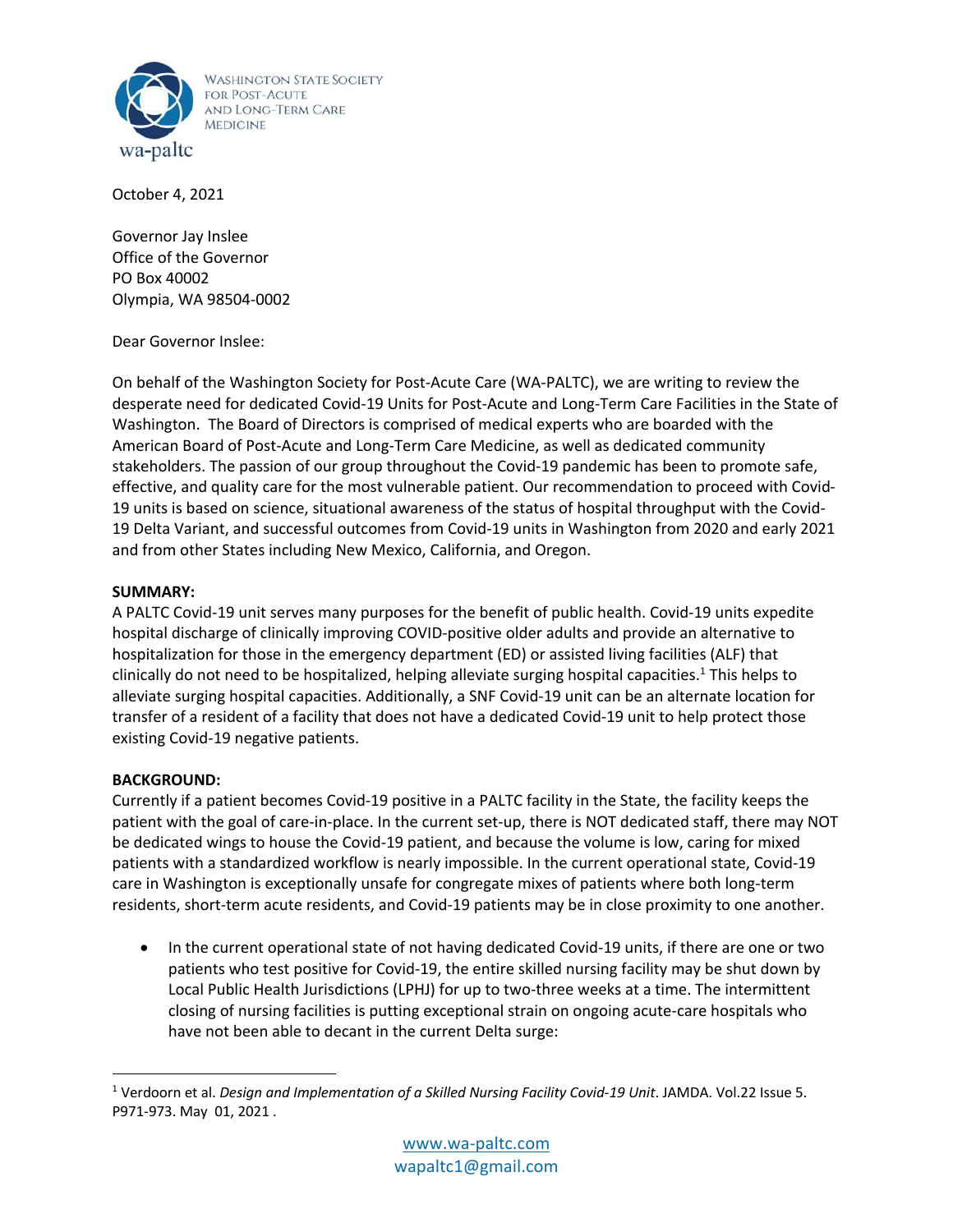WASHINGTON STATE SOCIETY FOR POST-ACUTE AND LONG-TERM CARE MEDICINE

wa-paltc

October 4, 2021

Governor Jay Inslee
Office of the Governor
PO Box 40002
Olympia, WA 98504-0002

Dear Governor Inslee:

On behalf of the Washington Society for Post-Acute Care (WA-PALTC), we are writing to review the desperate need for dedicated Covid-19 Units for Post-Acute and Long-Term Care Facilities in the State of Washington. The Board of Directors is comprised of medical experts who are boarded with the American Board of Post-Acute and Long-Term Care Medicine, as well as dedicated community stakeholders. The passion of our group throughout the Covid-19 pandemic has been to promote safe, effective, and quality care for the most vulnerable patient. Our recommendation to proceed with Covid-19 units is based on science, situational awareness of the status of hospital throughput with the Covid-19 Delta Variant, and successful outcomes from Covid-19 units in Washington from 2020 and early 2021 and from other States including New Mexico, California, and Oregon.

**SUMMARY:**
A PALTC Covid-19 unit serves many purposes for the benefit of public health. Covid-19 units expedite hospital discharge of clinically improving COVID-positive older adults and provide an alternative to hospitalization for those in the emergency department (ED) or assisted living facilities (ALF) that clinically do not need to be hospitalized, helping alleviate surging hospital capacities.[1] This helps to alleviate surging hospital capacities. Additionally, a SNF Covid-19 unit can be an alternate location for transfer of a resident of a facility that does not have a dedicated Covid-19 unit to help protect those existing Covid-19 negative patients.

**BACKGROUND:**
Currently if a patient becomes Covid-19 positive in a PALTC facility in the State, the facility keeps the patient with the goal of care-in-place. In the current set-up, there is NOT dedicated staff, there may NOT be dedicated wings to house the Covid-19 patient, and because the volume is low, caring for mixed patients with a standardized workflow is nearly impossible. In the current operational state, Covid-19 care in Washington is exceptionally unsafe for congregate mixes of patients where both long-term residents, short-term acute residents, and Covid-19 patients may be in close proximity to one another.

- In the current operational state of not having dedicated Covid-19 units, if there are one or two patients who test positive for Covid-19, the entire skilled nursing facility may be shut down by Local Public Health Jurisdictions (LPHJ) for up to two-three weeks at a time. The intermittent closing of nursing facilities is putting exceptional strain on ongoing acute-care hospitals who have not been able to decant in the current Delta surge:

---

[1] Verdoorn et al. *Design and Implementation of a Skilled Nursing Facility Covid-19 Unit*. JAMDA. Vol.22 Issue 5. P971-973. May 01, 2021 .

www.wa-paltc.com
wapaltc1@gmail.com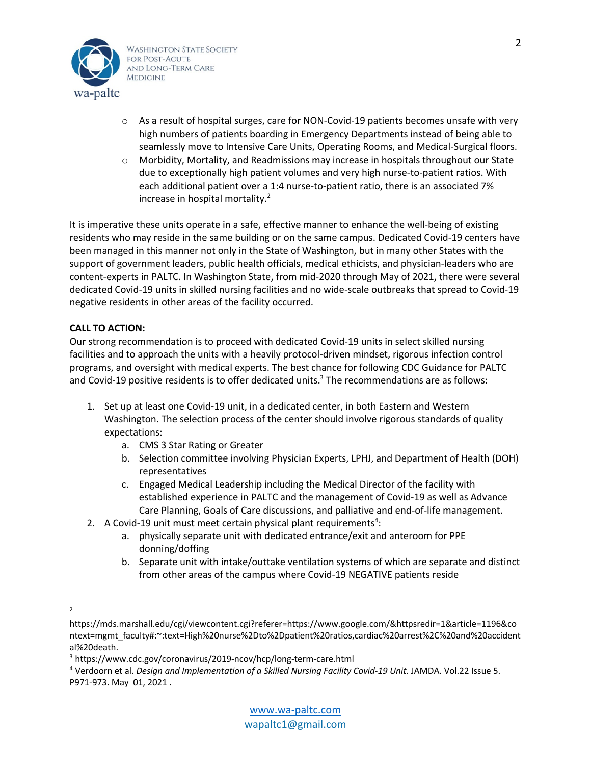- As a result of hospital surges, care for NON-Covid-19 patients becomes unsafe with very high numbers of patients boarding in Emergency Departments instead of being able to seamlessly move to Intensive Care Units, Operating Rooms, and Medical-Surgical floors.
- Morbidity, Mortality, and Readmissions may increase in hospitals throughout our State due to exceptionally high patient volumes and very high nurse-to-patient ratios. With each additional patient over a 1:4 nurse-to-patient ratio, there is an associated 7% increase in hospital mortality.[2]

It is imperative these units operate in a safe, effective manner to enhance the well-being of existing residents who may reside in the same building or on the same campus. Dedicated Covid-19 centers have been managed in this manner not only in the State of Washington, but in many other States with the support of government leaders, public health officials, medical ethicists, and physician-leaders who are content-experts in PALTC. In Washington State, from mid-2020 through May of 2021, there were several dedicated Covid-19 units in skilled nursing facilities and no wide-scale outbreaks that spread to Covid-19 negative residents in other areas of the facility occurred.

**CALL TO ACTION:**

Our strong recommendation is to proceed with dedicated Covid-19 units in select skilled nursing facilities and to approach the units with a heavily protocol-driven mindset, rigorous infection control programs, and oversight with medical experts. The best chance for following CDC Guidance for PALTC and Covid-19 positive residents is to offer dedicated units.[3] The recommendations are as follows:

1. Set up at least one Covid-19 unit, in a dedicated center, in both Eastern and Western Washington. The selection process of the center should involve rigorous standards of quality expectations:
    a. CMS 3 Star Rating or Greater
    b. Selection committee involving Physician Experts, LPHJ, and Department of Health (DOH) representatives
    c. Engaged Medical Leadership including the Medical Director of the facility with established experience in PALTC and the management of Covid-19 as well as Advance Care Planning, Goals of Care discussions, and palliative and end-of-life management.
2. A Covid-19 unit must meet certain physical plant requirements[4]:
    a. physically separate unit with dedicated entrance/exit and anteroom for PPE donning/doffing
    b. Separate unit with intake/outtake ventilation systems of which are separate and distinct from other areas of the campus where Covid-19 NEGATIVE patients reside

---

[2] https://mds.marshall.edu/cgi/viewcontent.cgi?referer=https://www.google.com/&httpsredir=1&article=1196&context=mgmt_faculty#:~:text=High%20nurse%2Dto%2Dpatient%20ratios,cardiac%20arrest%2C%20and%20accidental%20death.

[3] https://www.cdc.gov/coronavirus/2019-ncov/hcp/long-term-care.html

[4] Verdoorn et al. *Design and Implementation of a Skilled Nursing Facility Covid-19 Unit*. JAMDA. Vol.22 Issue 5. P971-973. May 01, 2021 .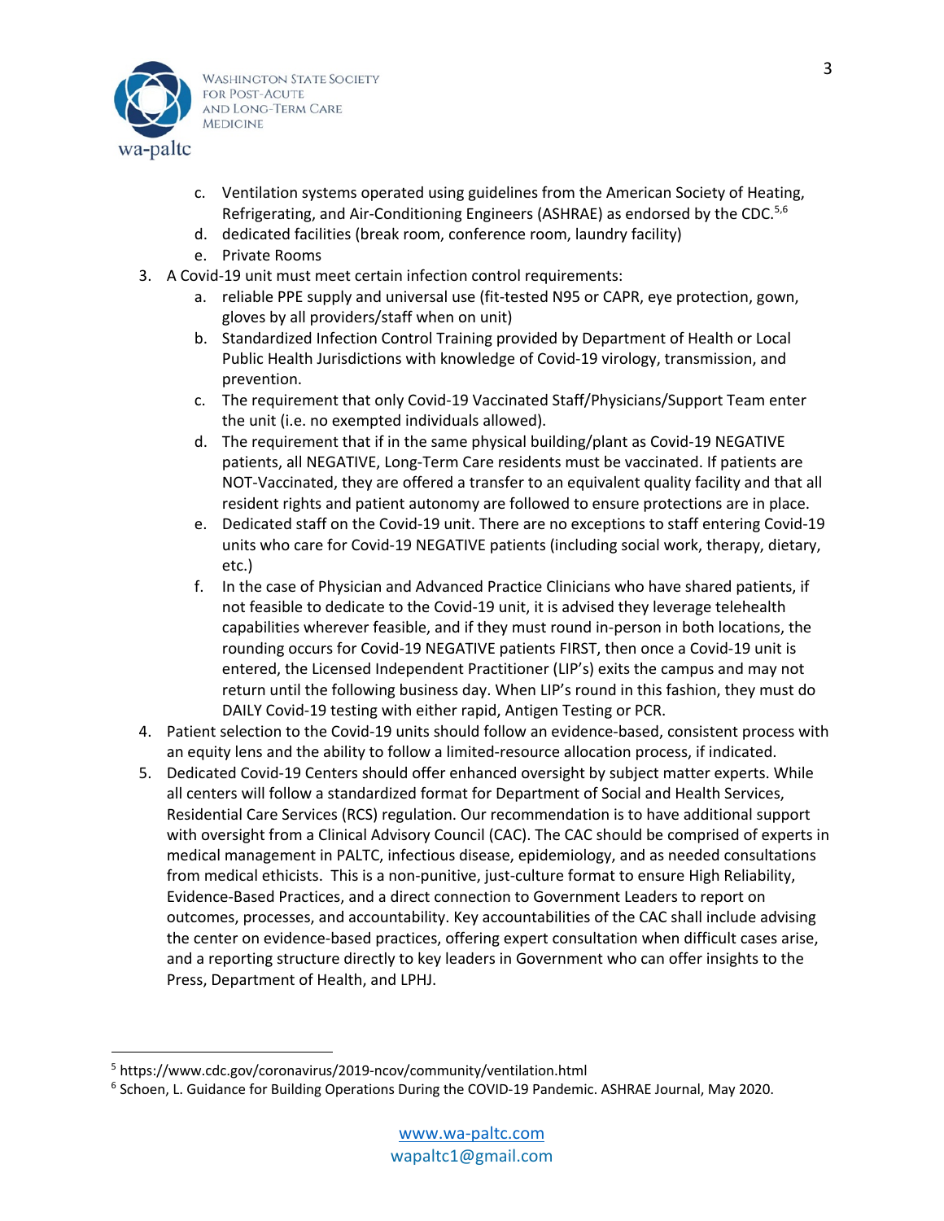c. Ventilation systems operated using guidelines from the American Society of Heating, Refrigerating, and Air-Conditioning Engineers (ASHRAE) as endorsed by the CDC.[5,6]
d. dedicated facilities (break room, conference room, laundry facility)
e. Private Rooms

3. A Covid-19 unit must meet certain infection control requirements:
   a. reliable PPE supply and universal use (fit-tested N95 or CAPR, eye protection, gown, gloves by all providers/staff when on unit)
   b. Standardized Infection Control Training provided by Department of Health or Local Public Health Jurisdictions with knowledge of Covid-19 virology, transmission, and prevention.
   c. The requirement that only Covid-19 Vaccinated Staff/Physicians/Support Team enter the unit (i.e. no exempted individuals allowed).
   d. The requirement that if in the same physical building/plant as Covid-19 NEGATIVE patients, all NEGATIVE, Long-Term Care residents must be vaccinated. If patients are NOT-Vaccinated, they are offered a transfer to an equivalent quality facility and that all resident rights and patient autonomy are followed to ensure protections are in place.
   e. Dedicated staff on the Covid-19 unit. There are no exceptions to staff entering Covid-19 units who care for Covid-19 NEGATIVE patients (including social work, therapy, dietary, etc.)
   f. In the case of Physician and Advanced Practice Clinicians who have shared patients, if not feasible to dedicate to the Covid-19 unit, it is advised they leverage telehealth capabilities wherever feasible, and if they must round in-person in both locations, the rounding occurs for Covid-19 NEGATIVE patients FIRST, then once a Covid-19 unit is entered, the Licensed Independent Practitioner (LIP's) exits the campus and may not return until the following business day. When LIP's round in this fashion, they must do DAILY Covid-19 testing with either rapid, Antigen Testing or PCR.
4. Patient selection to the Covid-19 units should follow an evidence-based, consistent process with an equity lens and the ability to follow a limited-resource allocation process, if indicated.
5. Dedicated Covid-19 Centers should offer enhanced oversight by subject matter experts. While all centers will follow a standardized format for Department of Social and Health Services, Residential Care Services (RCS) regulation. Our recommendation is to have additional support with oversight from a Clinical Advisory Council (CAC). The CAC should be comprised of experts in medical management in PALTC, infectious disease, epidemiology, and as needed consultations from medical ethicists. This is a non-punitive, just-culture format to ensure High Reliability, Evidence-Based Practices, and a direct connection to Government Leaders to report on outcomes, processes, and accountability. Key accountabilities of the CAC shall include advising the center on evidence-based practices, offering expert consultation when difficult cases arise, and a reporting structure directly to key leaders in Government who can offer insights to the Press, Department of Health, and LPHJ.

---

[5] https://www.cdc.gov/coronavirus/2019-ncov/community/ventilation.html

[6] Schoen, L. Guidance for Building Operations During the COVID-19 Pandemic. ASHRAE Journal, May 2020.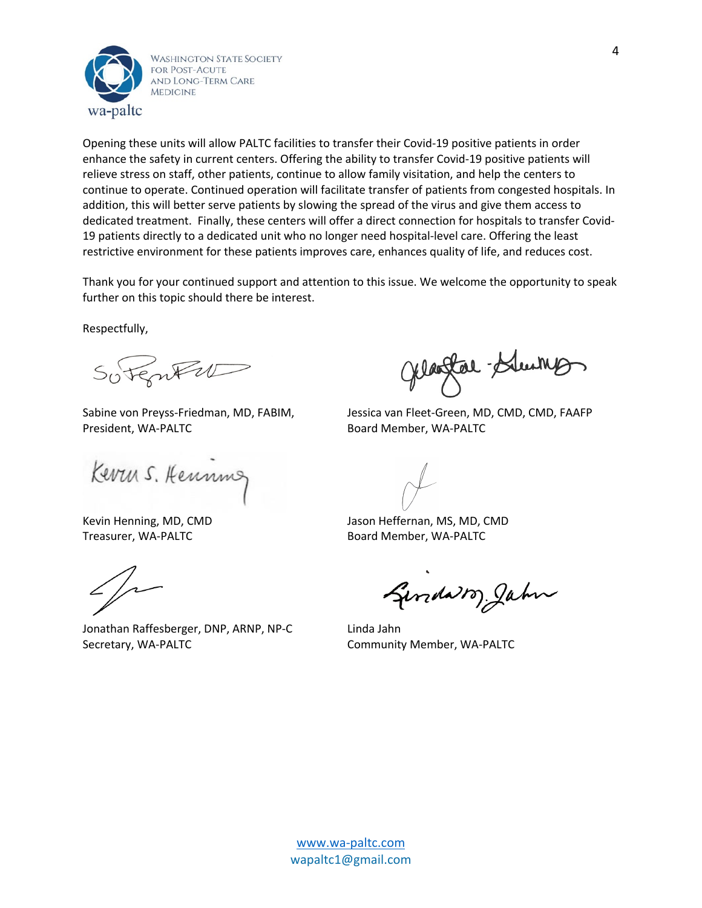Opening these units will allow PALTC facilities to transfer their Covid-19 positive patients in order enhance the safety in current centers. Offering the ability to transfer Covid-19 positive patients will relieve stress on staff, other patients, continue to allow family visitation, and help the centers to continue to operate. Continued operation will facilitate transfer of patients from congested hospitals. In addition, this will better serve patients by slowing the spread of the virus and give them access to dedicated treatment. Finally, these centers will offer a direct connection for hospitals to transfer Covid-19 patients directly to a dedicated unit who no longer need hospital-level care. Offering the least restrictive environment for these patients improves care, enhances quality of life, and reduces cost.

Thank you for your continued support and attention to this issue. We welcome the opportunity to speak further on this topic should there be interest.

Respectfully,

Sabine von Preyss-Friedman, MD, FABIM,
President, WA-PALTC

Jessica van Fleet-Green, MD, CMD, CMD, FAAFP
Board Member, WA-PALTC

Kevin Henning, MD, CMD
Treasurer, WA-PALTC

Jason Heffernan, MS, MD, CMD
Board Member, WA-PALTC

Jonathan Raffesberger, DNP, ARNP, NP-C
Secretary, WA-PALTC

Linda Jahn
Community Member, WA-PALTC

www.wa-paltc.com
wapaltc1@gmail.com